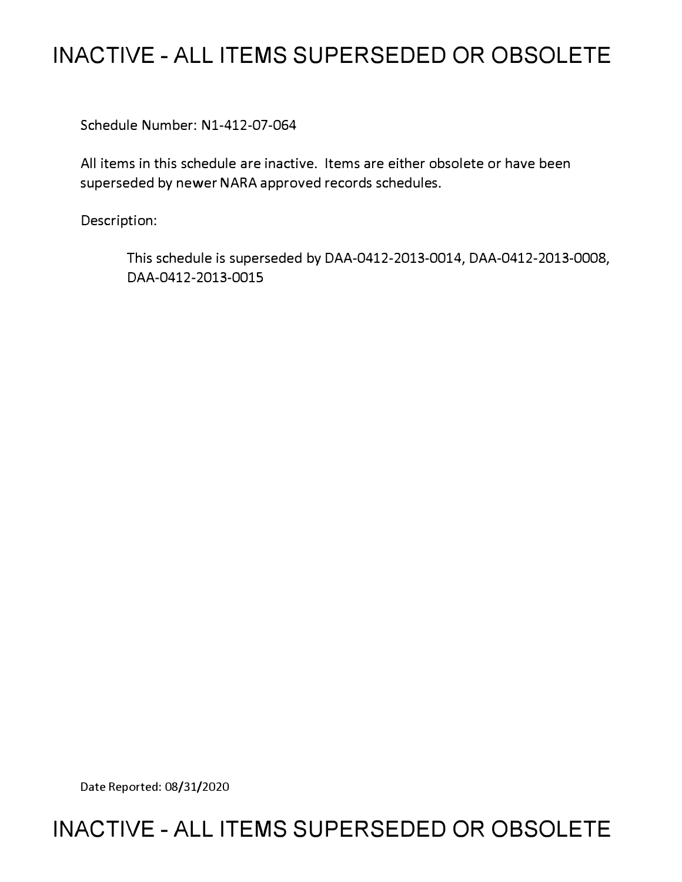# INACTIVE - ALL ITEMS SUPERSEDED OR OBSOLETE

Schedule Number: N1-412-07-064

All items in this schedule are inactive. Items are either obsolete or have been superseded by newer NARA approved records schedules.

Description:

> This schedule is superseded by DAA-0412-2013-0014, DAA-0412-2013-0008, DAA-0412-2013-0015

Date Reported: 08/31/2020

# INACTIVE - ALL ITEMS SUPERSEDED OR OBSOLETE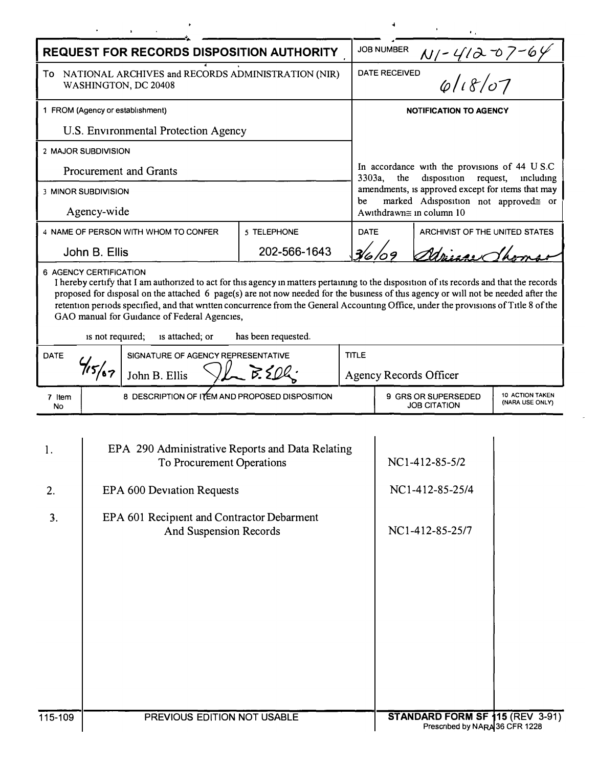# REQUEST FOR RECORDS DISPOSITION AUTHORITY

**JOB NUMBER** N1-412-07-64

**To** NATIONAL ARCHIVES and RECORDS ADMINISTRATION (NIR) WASHINGTON, DC 20408

**DATE RECEIVED** 6/18/07

**1 FROM (Agency or establishment)**
U.S. Environmental Protection Agency

**2 MAJOR SUBDIVISION**
Procurement and Grants

**3 MINOR SUBDIVISION**
Agency-wide

**4 NAME OF PERSON WITH WHOM TO CONFER**
John B. Ellis

**5 TELEPHONE**
202-566-1643

**NOTIFICATION TO AGENCY**

In accordance with the provisions of 44 U.S.C 3303a, the disposition request, including amendments, is approved except for items that may be marked Adisposition not approved≅ or Awithdrawn≅ in column 10

**DATE** 3/6/09

**ARCHIVIST OF THE UNITED STATES** Adrienne Thomas

**6 AGENCY CERTIFICATION**

I hereby certify that I am authorized to act for this agency in matters pertaining to the disposition of its records and that the records proposed for disposal on the attached 6 page(s) are not now needed for the business of this agency or will not be needed after the retention periods specified, and that written concurrence from the General Accounting Office, under the provisions of Title 8 of the GAO manual for Guidance of Federal Agencies,

is not required; is attached; or has been requested.

**DATE** 4/15/07

**SIGNATURE OF AGENCY REPRESENTATIVE** John B. Ellis

**TITLE** Agency Records Officer

| 7 Item No | 8 DESCRIPTION OF ITEM AND PROPOSED DISPOSITION | 9 GRS OR SUPERSEDED JOB CITATION | 10 ACTION TAKEN (NARA USE ONLY) |
|---|---|---|---|
| 1. | EPA 290 Administrative Reports and Data Relating To Procurement Operations | NC1-412-85-5/2 | |
| 2. | EPA 600 Deviation Requests | NC1-412-85-25/4 | |
| 3. | EPA 601 Recipient and Contractor Debarment And Suspension Records | NC1-412-85-25/7 | |

115-109 PREVIOUS EDITION NOT USABLE

**STANDARD FORM SF 115** (REV 3-91)
Prescribed by NARA 36 CFR 1228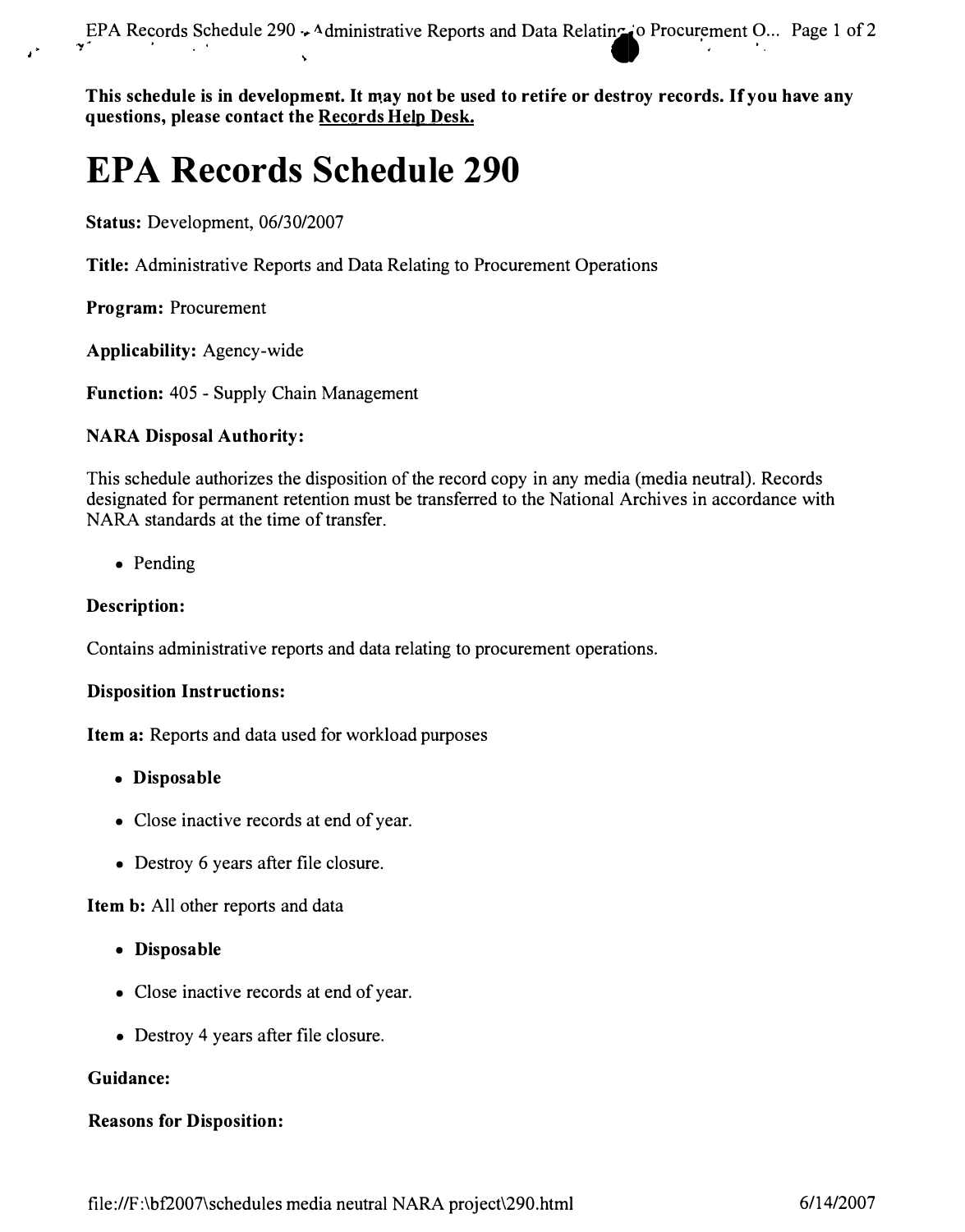**This schedule is in development. It may not be used to retire or destroy records. If you have any questions, please contact the Records Help Desk.**

# EPA Records Schedule 290

**Status:** Development, 06/30/2007

**Title:** Administrative Reports and Data Relating to Procurement Operations

**Program:** Procurement

**Applicability:** Agency-wide

**Function:** 405 - Supply Chain Management

**NARA Disposal Authority:**

This schedule authorizes the disposition of the record copy in any media (media neutral). Records designated for permanent retention must be transferred to the National Archives in accordance with NARA standards at the time of transfer.

- Pending

**Description:**

Contains administrative reports and data relating to procurement operations.

**Disposition Instructions:**

**Item a:** Reports and data used for workload purposes

- **Disposable**
- Close inactive records at end of year.
- Destroy 6 years after file closure.

**Item b:** All other reports and data

- **Disposable**
- Close inactive records at end of year.
- Destroy 4 years after file closure.

**Guidance:**

**Reasons for Disposition:**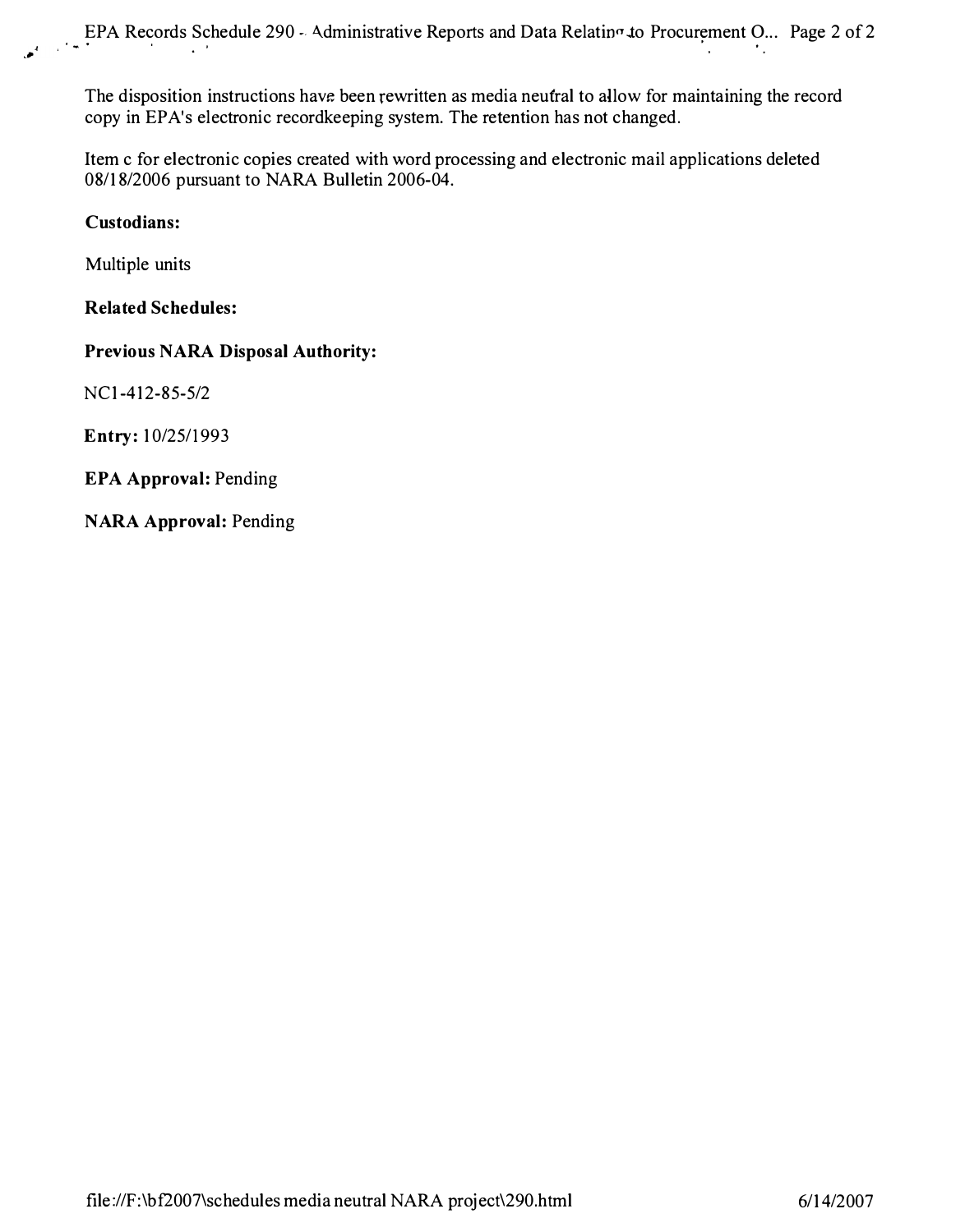The disposition instructions have been rewritten as media neutral to allow for maintaining the record copy in EPA's electronic recordkeeping system. The retention has not changed.

Item c for electronic copies created with word processing and electronic mail applications deleted 08/18/2006 pursuant to NARA Bulletin 2006-04.

**Custodians:**

Multiple units

**Related Schedules:**

**Previous NARA Disposal Authority:**

NC1-412-85-5/2

**Entry:** 10/25/1993

**EPA Approval:** Pending

**NARA Approval:** Pending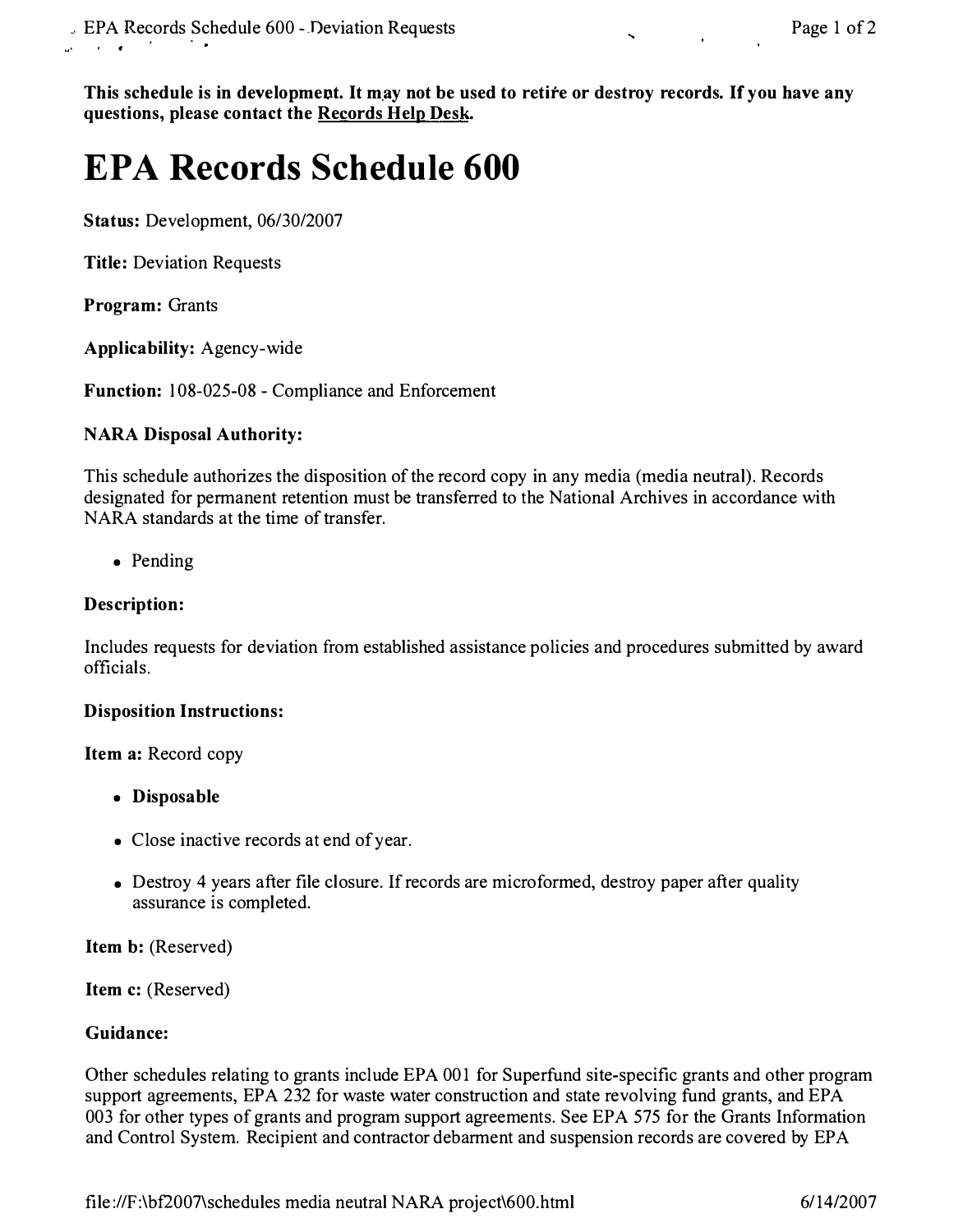**This schedule is in development. It may not be used to retire or destroy records. If you have any questions, please contact the Records Help Desk.**

# EPA Records Schedule 600

**Status:** Development, 06/30/2007

**Title:** Deviation Requests

**Program:** Grants

**Applicability:** Agency-wide

**Function:** 108-025-08 - Compliance and Enforcement

**NARA Disposal Authority:**

This schedule authorizes the disposition of the record copy in any media (media neutral). Records designated for permanent retention must be transferred to the National Archives in accordance with NARA standards at the time of transfer.

- Pending

**Description:**

Includes requests for deviation from established assistance policies and procedures submitted by award officials.

**Disposition Instructions:**

**Item a:** Record copy

- **Disposable**
- Close inactive records at end of year.
- Destroy 4 years after file closure. If records are microformed, destroy paper after quality assurance is completed.

**Item b:** (Reserved)

**Item c:** (Reserved)

**Guidance:**

Other schedules relating to grants include EPA 001 for Superfund site-specific grants and other program support agreements, EPA 232 for waste water construction and state revolving fund grants, and EPA 003 for other types of grants and program support agreements. See EPA 575 for the Grants Information and Control System. Recipient and contractor debarment and suspension records are covered by EPA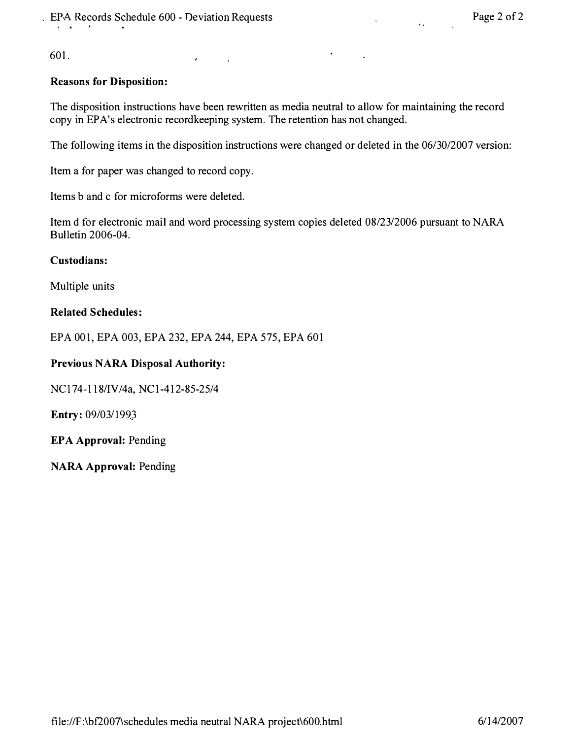601.

**Reasons for Disposition:**

The disposition instructions have been rewritten as media neutral to allow for maintaining the record copy in EPA's electronic recordkeeping system. The retention has not changed.

The following items in the disposition instructions were changed or deleted in the 06/30/2007 version:

Item a for paper was changed to record copy.

Items b and c for microforms were deleted.

Item d for electronic mail and word processing system copies deleted 08/23/2006 pursuant to NARA Bulletin 2006-04.

**Custodians:**

Multiple units

**Related Schedules:**

EPA 001, EPA 003, EPA 232, EPA 244, EPA 575, EPA 601

**Previous NARA Disposal Authority:**

NC174-118/IV/4a, NC1-412-85-25/4

**Entry:** 09/03/1993

**EPA Approval:** Pending

**NARA Approval:** Pending

file://F:\bf2007\schedules media neutral NARA project\600.html 6/14/2007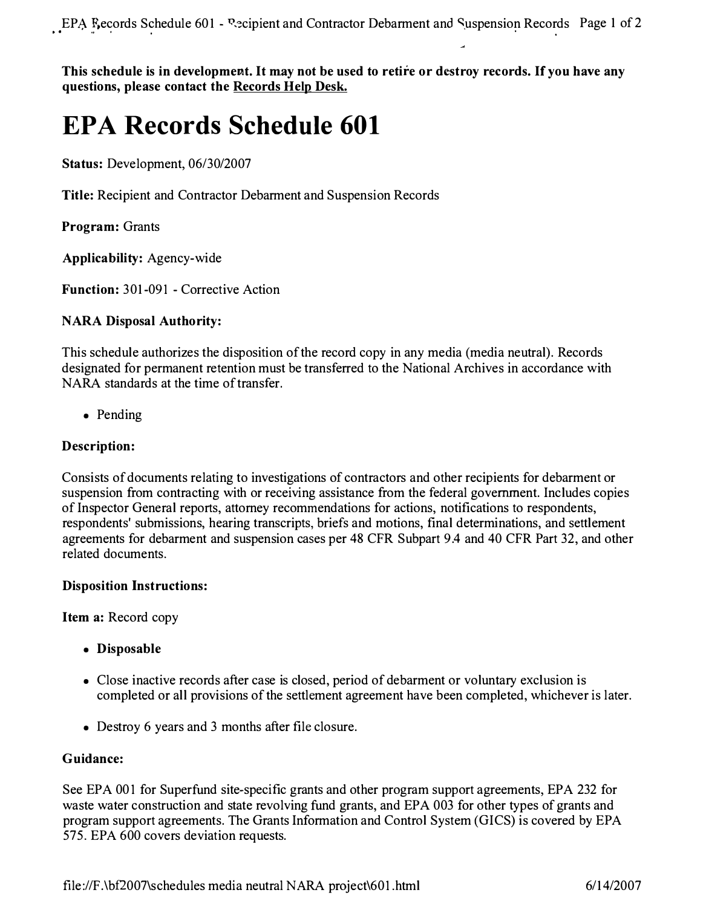**This schedule is in development. It may not be used to retire or destroy records. If you have any questions, please contact the Records Help Desk.**

# EPA Records Schedule 601

**Status:** Development, 06/30/2007

**Title:** Recipient and Contractor Debarment and Suspension Records

**Program:** Grants

**Applicability:** Agency-wide

**Function:** 301-091 - Corrective Action

**NARA Disposal Authority:**

This schedule authorizes the disposition of the record copy in any media (media neutral). Records designated for permanent retention must be transferred to the National Archives in accordance with NARA standards at the time of transfer.

- Pending

**Description:**

Consists of documents relating to investigations of contractors and other recipients for debarment or suspension from contracting with or receiving assistance from the federal government. Includes copies of Inspector General reports, attorney recommendations for actions, notifications to respondents, respondents' submissions, hearing transcripts, briefs and motions, final determinations, and settlement agreements for debarment and suspension cases per 48 CFR Subpart 9.4 and 40 CFR Part 32, and other related documents.

**Disposition Instructions:**

**Item a:** Record copy

- **Disposable**
- Close inactive records after case is closed, period of debarment or voluntary exclusion is completed or all provisions of the settlement agreement have been completed, whichever is later.
- Destroy 6 years and 3 months after file closure.

**Guidance:**

See EPA 001 for Superfund site-specific grants and other program support agreements, EPA 232 for waste water construction and state revolving fund grants, and EPA 003 for other types of grants and program support agreements. The Grants Information and Control System (GICS) is covered by EPA 575. EPA 600 covers deviation requests.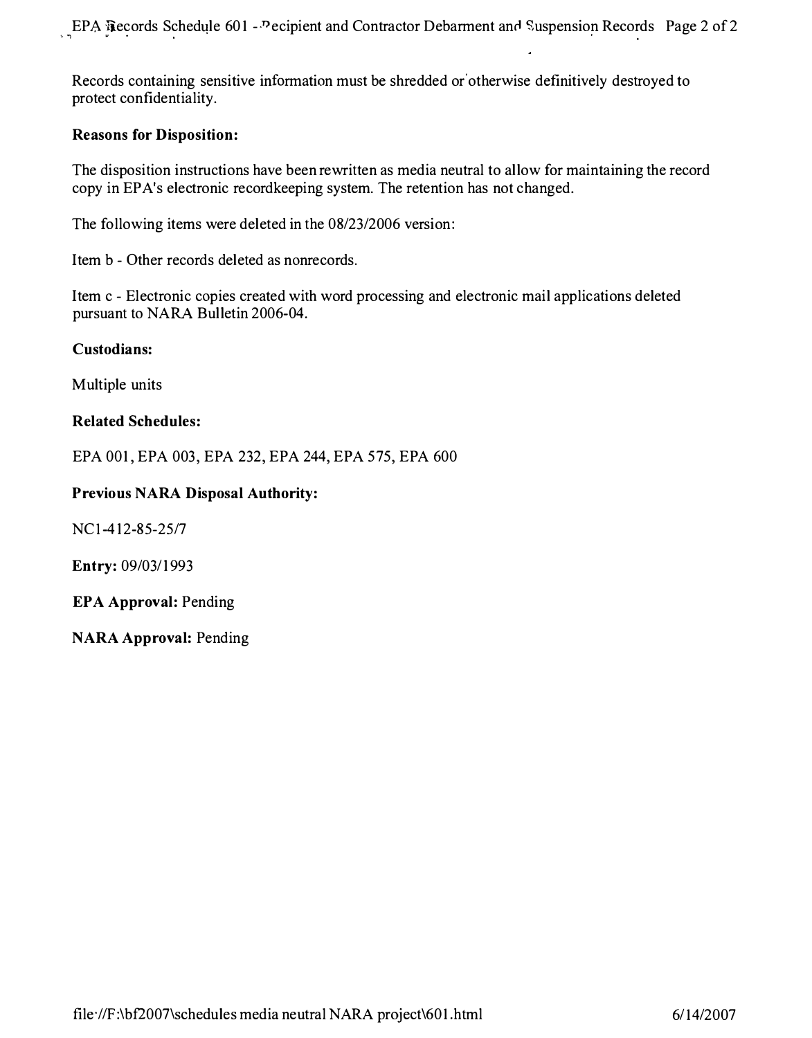Records containing sensitive information must be shredded or otherwise definitively destroyed to protect confidentiality.

**Reasons for Disposition:**

The disposition instructions have been rewritten as media neutral to allow for maintaining the record copy in EPA's electronic recordkeeping system. The retention has not changed.

The following items were deleted in the 08/23/2006 version:

Item b - Other records deleted as nonrecords.

Item c - Electronic copies created with word processing and electronic mail applications deleted pursuant to NARA Bulletin 2006-04.

**Custodians:**

Multiple units

**Related Schedules:**

EPA 001, EPA 003, EPA 232, EPA 244, EPA 575, EPA 600

**Previous NARA Disposal Authority:**

NC1-412-85-25/7

**Entry:** 09/03/1993

**EPA Approval:** Pending

**NARA Approval:** Pending